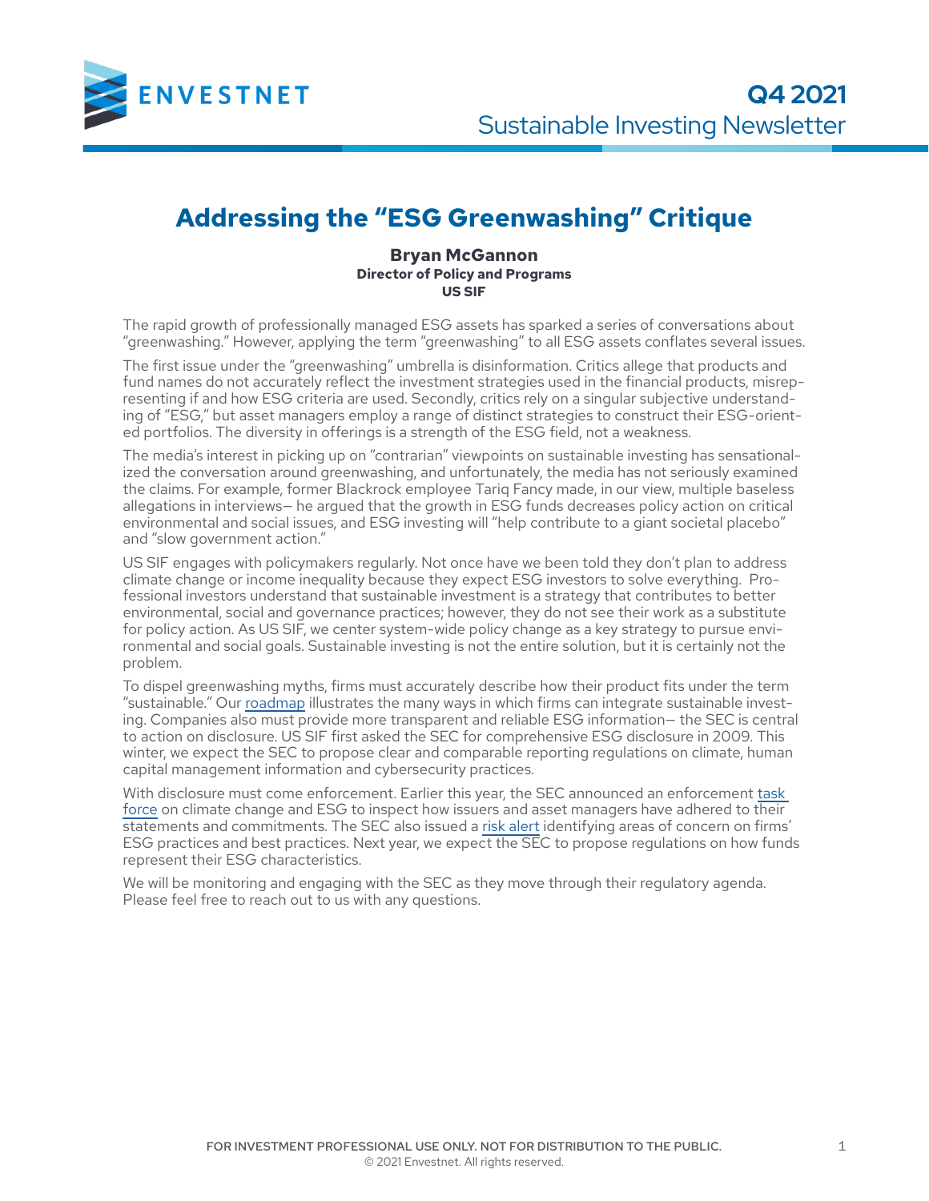# Addressing the "ESG Greenwashing" Critique

**Bryan McGannon**
**Director of Policy and Programs**
**US SIF**

The rapid growth of professionally managed ESG assets has sparked a series of conversations about "greenwashing." However, applying the term "greenwashing" to all ESG assets conflates several issues.

The first issue under the "greenwashing" umbrella is disinformation. Critics allege that products and fund names do not accurately reflect the investment strategies used in the financial products, misrepresenting if and how ESG criteria are used. Secondly, critics rely on a singular subjective understanding of "ESG," but asset managers employ a range of distinct strategies to construct their ESG-oriented portfolios. The diversity in offerings is a strength of the ESG field, not a weakness.

The media's interest in picking up on "contrarian" viewpoints on sustainable investing has sensationalized the conversation around greenwashing, and unfortunately, the media has not seriously examined the claims. For example, former Blackrock employee Tariq Fancy made, in our view, multiple baseless allegations in interviews— he argued that the growth in ESG funds decreases policy action on critical environmental and social issues, and ESG investing will "help contribute to a giant societal placebo" and "slow government action."

US SIF engages with policymakers regularly. Not once have we been told they don't plan to address climate change or income inequality because they expect ESG investors to solve everything. Professional investors understand that sustainable investment is a strategy that contributes to better environmental, social and governance practices; however, they do not see their work as a substitute for policy action. As US SIF, we center system-wide policy change as a key strategy to pursue environmental and social goals. Sustainable investing is not the entire solution, but it is certainly not the problem.

To dispel greenwashing myths, firms must accurately describe how their product fits under the term "sustainable." Our roadmap illustrates the many ways in which firms can integrate sustainable investing. Companies also must provide more transparent and reliable ESG information— the SEC is central to action on disclosure. US SIF first asked the SEC for comprehensive ESG disclosure in 2009. This winter, we expect the SEC to propose clear and comparable reporting regulations on climate, human capital management information and cybersecurity practices.

With disclosure must come enforcement. Earlier this year, the SEC announced an enforcement task force on climate change and ESG to inspect how issuers and asset managers have adhered to their statements and commitments. The SEC also issued a risk alert identifying areas of concern on firms' ESG practices and best practices. Next year, we expect the SEC to propose regulations on how funds represent their ESG characteristics.

We will be monitoring and engaging with the SEC as they move through their regulatory agenda. Please feel free to reach out to us with any questions.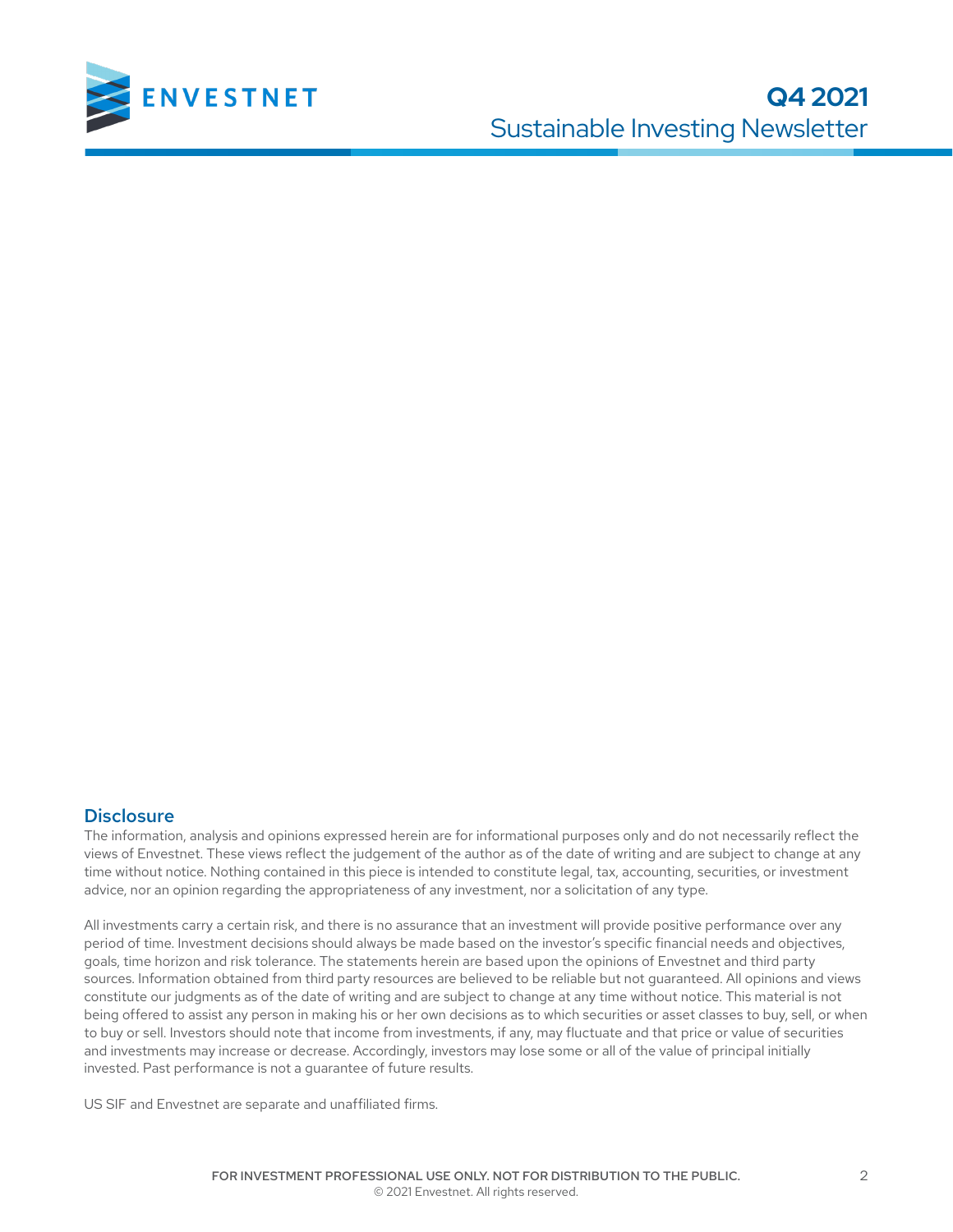## Disclosure

The information, analysis and opinions expressed herein are for informational purposes only and do not necessarily reflect the views of Envestnet. These views reflect the judgement of the author as of the date of writing and are subject to change at any time without notice. Nothing contained in this piece is intended to constitute legal, tax, accounting, securities, or investment advice, nor an opinion regarding the appropriateness of any investment, nor a solicitation of any type.

All investments carry a certain risk, and there is no assurance that an investment will provide positive performance over any period of time. Investment decisions should always be made based on the investor's specific financial needs and objectives, goals, time horizon and risk tolerance. The statements herein are based upon the opinions of Envestnet and third party sources. Information obtained from third party resources are believed to be reliable but not guaranteed. All opinions and views constitute our judgments as of the date of writing and are subject to change at any time without notice. This material is not being offered to assist any person in making his or her own decisions as to which securities or asset classes to buy, sell, or when to buy or sell. Investors should note that income from investments, if any, may fluctuate and that price or value of securities and investments may increase or decrease. Accordingly, investors may lose some or all of the value of principal initially invested. Past performance is not a guarantee of future results.

US SIF and Envestnet are separate and unaffiliated firms.

FOR INVESTMENT PROFESSIONAL USE ONLY. NOT FOR DISTRIBUTION TO THE PUBLIC.
© 2021 Envestnet. All rights reserved.